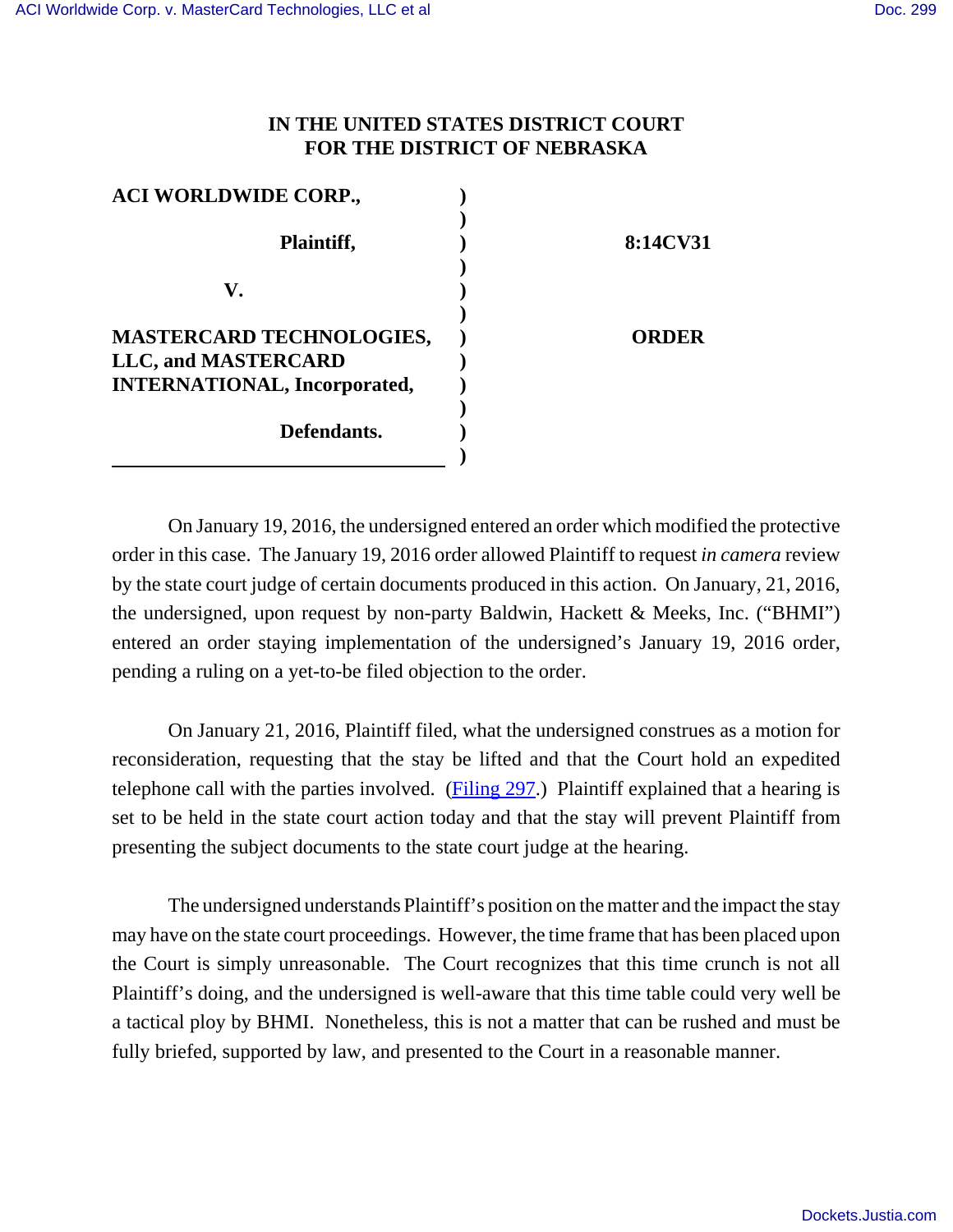# IN THE UNITED STATES DISTRICT COURT FOR THE DISTRICT OF NEBRASKA

| | | |
|---|---|---|
| **ACI WORLDWIDE CORP.,** | ) | |
| **Plaintiff,** | ) | **8:14CV31** |
| **V.** | ) | |
| **MASTERCARD TECHNOLOGIES, LLC, and MASTERCARD INTERNATIONAL, Incorporated,** | ) | **ORDER** |
| **Defendants.** | ) | |

On January 19, 2016, the undersigned entered an order which modified the protective order in this case. The January 19, 2016 order allowed Plaintiff to request *in camera* review by the state court judge of certain documents produced in this action. On January, 21, 2016, the undersigned, upon request by non-party Baldwin, Hackett & Meeks, Inc. ("BHMI") entered an order staying implementation of the undersigned's January 19, 2016 order, pending a ruling on a yet-to-be filed objection to the order.

On January 21, 2016, Plaintiff filed, what the undersigned construes as a motion for reconsideration, requesting that the stay be lifted and that the Court hold an expedited telephone call with the parties involved. (Filing 297.) Plaintiff explained that a hearing is set to be held in the state court action today and that the stay will prevent Plaintiff from presenting the subject documents to the state court judge at the hearing.

The undersigned understands Plaintiff's position on the matter and the impact the stay may have on the state court proceedings. However, the time frame that has been placed upon the Court is simply unreasonable. The Court recognizes that this time crunch is not all Plaintiff's doing, and the undersigned is well-aware that this time table could very well be a tactical ploy by BHMI. Nonetheless, this is not a matter that can be rushed and must be fully briefed, supported by law, and presented to the Court in a reasonable manner.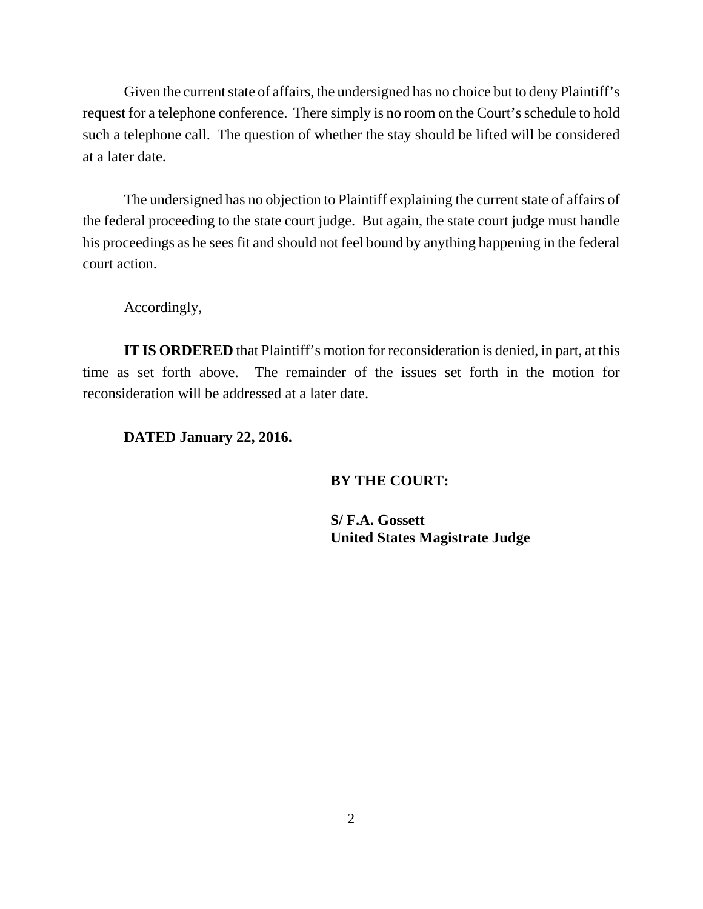Given the current state of affairs, the undersigned has no choice but to deny Plaintiff's request for a telephone conference. There simply is no room on the Court's schedule to hold such a telephone call. The question of whether the stay should be lifted will be considered at a later date.

The undersigned has no objection to Plaintiff explaining the current state of affairs of the federal proceeding to the state court judge. But again, the state court judge must handle his proceedings as he sees fit and should not feel bound by anything happening in the federal court action.

Accordingly,

**IT IS ORDERED** that Plaintiff's motion for reconsideration is denied, in part, at this time as set forth above. The remainder of the issues set forth in the motion for reconsideration will be addressed at a later date.

**DATED January 22, 2016.**

**BY THE COURT:**

**S/ F.A. Gossett**
**United States Magistrate Judge**